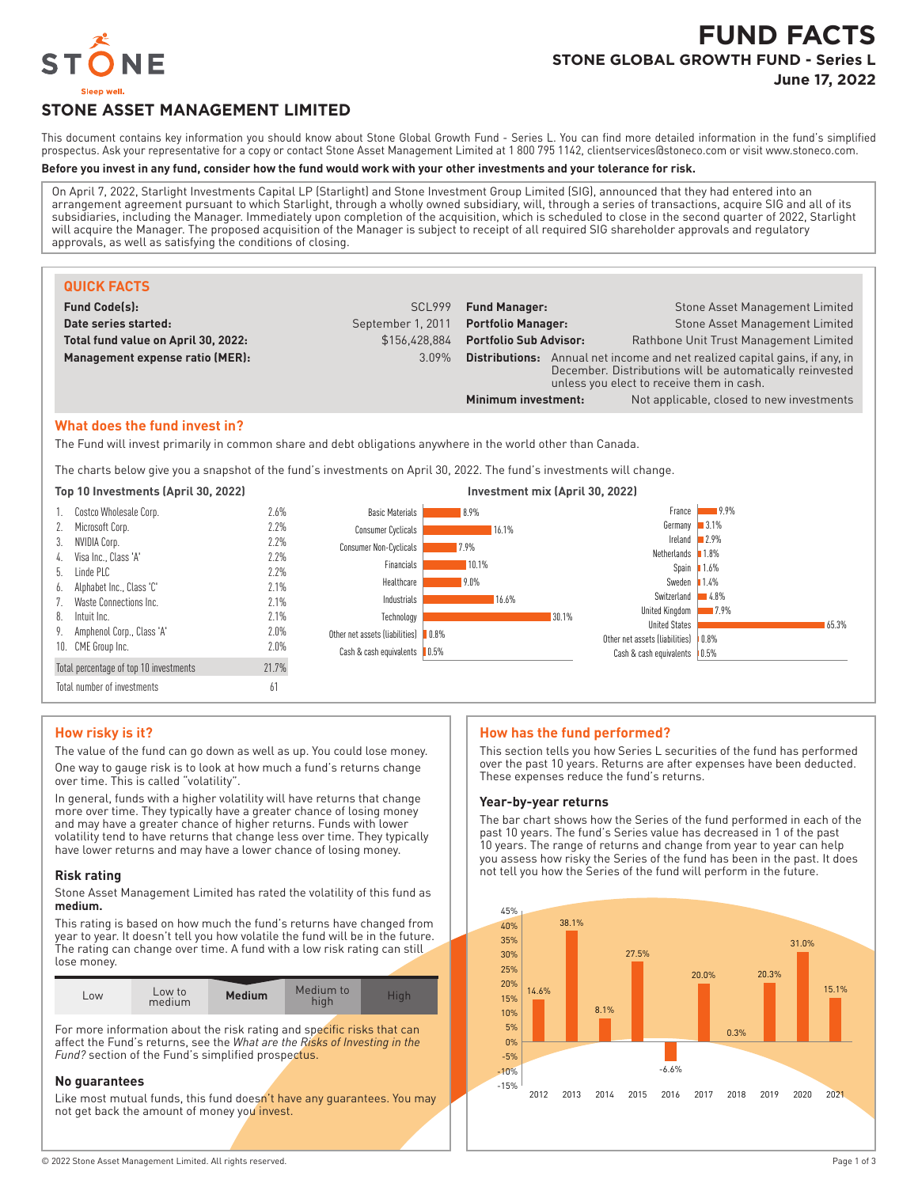# FUND FACTS

## STONE GLOBAL GROWTH FUND - Series L

**June 17, 2022**

STONE
Sleep well.

## STONE ASSET MANAGEMENT LIMITED

This document contains key information you should know about Stone Global Growth Fund - Series L. You can find more detailed information in the fund's simplified prospectus. Ask your representative for a copy or contact Stone Asset Management Limited at 1 800 795 1142, clientservices@stoneco.com or visit www.stoneco.com.

**Before you invest in any fund, consider how the fund would work with your other investments and your tolerance for risk.**

On April 7, 2022, Starlight Investments Capital LP (Starlight) and Stone Investment Group Limited (SIG), announced that they had entered into an arrangement agreement pursuant to which Starlight, through a wholly owned subsidiary, will, through a series of transactions, acquire SIG and all of its subsidiaries, including the Manager. Immediately upon completion of the acquisition, which is scheduled to close in the second quarter of 2022, Starlight will acquire the Manager. The proposed acquisition of the Manager is subject to receipt of all required SIG shareholder approvals and regulatory approvals, as well as satisfying the conditions of closing.

### QUICK FACTS

| | | | |
|---|---|---|---|
| **Fund Code(s):** | SCL999 | **Fund Manager:** | Stone Asset Management Limited |
| **Date series started:** | September 1, 2011 | **Portfolio Manager:** | Stone Asset Management Limited |
| **Total fund value on April 30, 2022:** | $156,428,884 | **Portfolio Sub Advisor:** | Rathbone Unit Trust Management Limited |
| **Management expense ratio (MER):** | 3.09% | **Distributions:** | Annual net income and net realized capital gains, if any, in December. Distributions will be automatically reinvested unless you elect to receive them in cash. |
| | | **Minimum investment:** | Not applicable, closed to new investments |

### What does the fund invest in?

The Fund will invest primarily in common share and debt obligations anywhere in the world other than Canada.

The charts below give you a snapshot of the fund's investments on April 30, 2022. The fund's investments will change.

**Top 10 Investments (April 30, 2022)**

| | |
|---|---|
| 1. Costco Wholesale Corp. | 2.6% |
| 2. Microsoft Corp. | 2.2% |
| 3. NVIDIA Corp. | 2.2% |
| 4. Visa Inc., Class 'A' | 2.2% |
| 5. Linde PLC | 2.2% |
| 6. Alphabet Inc., Class 'C' | 2.1% |
| 7. Waste Connections Inc. | 2.1% |
| 8. Intuit Inc. | 2.1% |
| 9. Amphenol Corp., Class 'A' | 2.0% |
| 10. CME Group Inc. | 2.0% |
| Total percentage of top 10 investments | 21.7% |
| Total number of investments | 61 |

**Investment mix (April 30, 2022)**

| Sector | % |
|---|---|
| Basic Materials | 8.9% |
| Consumer Cyclicals | 16.1% |
| Consumer Non-Cyclicals | 7.9% |
| Financials | 10.1% |
| Healthcare | 9.0% |
| Industrials | 16.6% |
| Technology | 30.1% |
| Other net assets (liabilities) | 0.8% |
| Cash & cash equivalents | 0.5% |

| Country | % |
|---|---|
| France | 9.9% |
| Germany | 3.1% |
| Ireland | 2.9% |
| Netherlands | 1.8% |
| Spain | 1.6% |
| Sweden | 1.4% |
| Switzerland | 4.8% |
| United Kingdom | 7.9% |
| United States | 65.3% |
| Other net assets (liabilities) | 0.8% |
| Cash & cash equivalents | 0.5% |

### How risky is it?

The value of the fund can go down as well as up. You could lose money.

One way to gauge risk is to look at how much a fund's returns change over time. This is called "volatility".

In general, funds with a higher volatility will have returns that change more over time. They typically have a greater chance of losing money and may have a greater chance of higher returns. Funds with lower volatility tend to have returns that change less over time. They typically have lower returns and may have a lower chance of losing money.

#### Risk rating

Stone Asset Management Limited has rated the volatility of this fund as **medium.**

This rating is based on how much the fund's returns have changed from year to year. It doesn't tell you how volatile the fund will be in the future. The rating can change over time. A fund with a low risk rating can still lose money.

| Low | Low to medium | **Medium** | Medium to high | High |
|---|---|---|---|---|

For more information about the risk rating and specific risks that can affect the Fund's returns, see the *What are the Risks of Investing in the Fund?* section of the Fund's simplified prospectus.

#### No guarantees

Like most mutual funds, this fund doesn't have any guarantees. You may not get back the amount of money you invest.

### How has the fund performed?

This section tells you how Series L securities of the fund has performed over the past 10 years. Returns are after expenses have been deducted. These expenses reduce the fund's returns.

#### Year-by-year returns

The bar chart shows how the Series of the fund performed in each of the past 10 years. The fund's Series value has decreased in 1 of the past 10 years. The range of returns and change from year to year can help you assess how risky the Series of the fund has been in the past. It does not tell you how the Series of the fund will perform in the future.

| Year | Return |
|---|---|
| 2012 | 14.6% |
| 2013 | 38.1% |
| 2014 | 8.1% |
| 2015 | 27.5% |
| 2016 | -6.6% |
| 2017 | 20.0% |
| 2018 | 0.3% |
| 2019 | 20.3% |
| 2020 | 31.0% |
| 2021 | 15.1% |

© 2022 Stone Asset Management Limited. All rights reserved.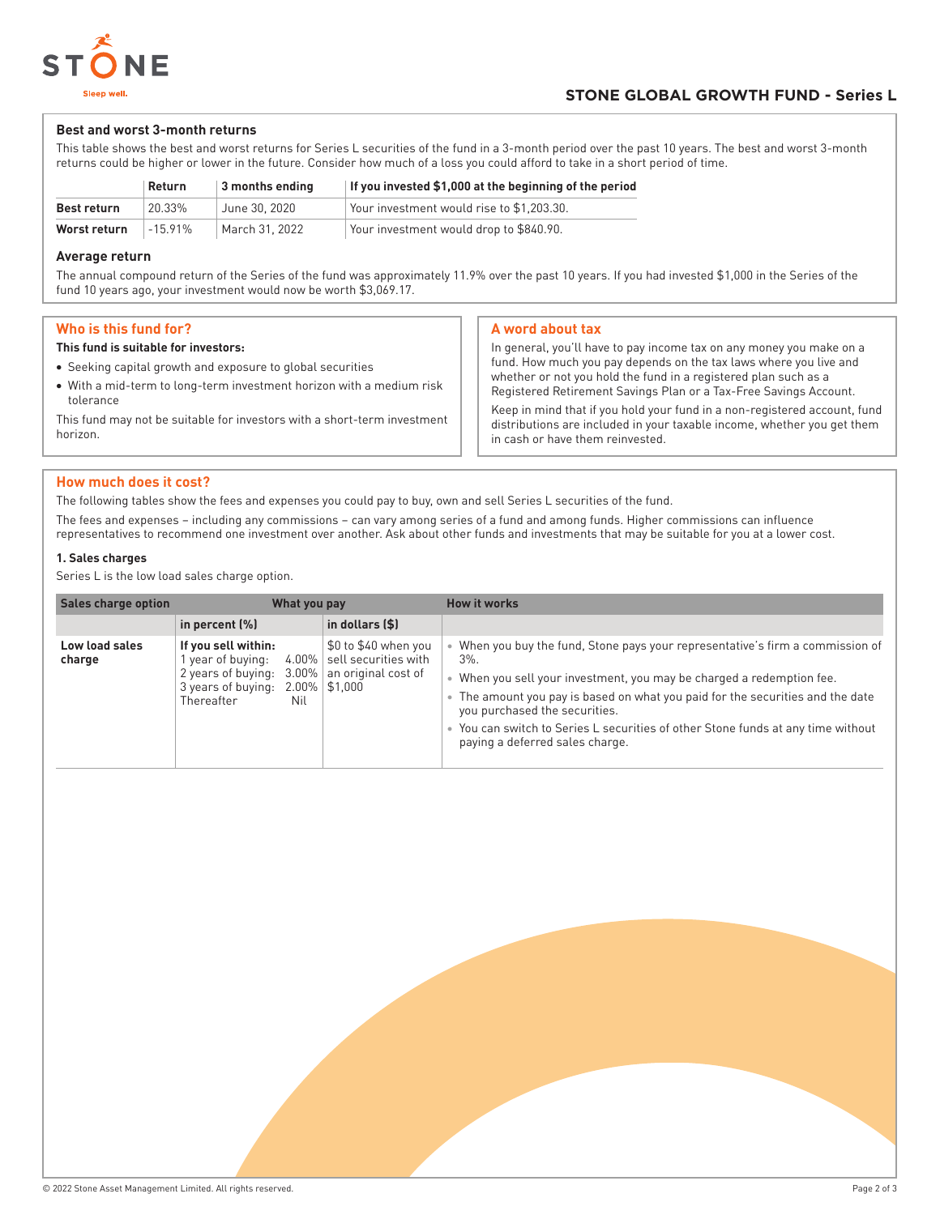## STONE GLOBAL GROWTH FUND - Series L

### Best and worst 3-month returns

This table shows the best and worst returns for Series L securities of the fund in a 3-month period over the past 10 years. The best and worst 3-month returns could be higher or lower in the future. Consider how much of a loss you could afford to take in a short period of time.

| | Return | 3 months ending | If you invested $1,000 at the beginning of the period |
|---|---|---|---|
| **Best return** | 20.33% | June 30, 2020 | Your investment would rise to $1,203.30. |
| **Worst return** | -15.91% | March 31, 2022 | Your investment would drop to $840.90. |

### Average return

The annual compound return of the Series of the fund was approximately 11.9% over the past 10 years. If you had invested $1,000 in the Series of the fund 10 years ago, your investment would now be worth $3,069.17.

## Who is this fund for?

**This fund is suitable for investors:**

- Seeking capital growth and exposure to global securities
- With a mid-term to long-term investment horizon with a medium risk tolerance

This fund may not be suitable for investors with a short-term investment horizon.

## A word about tax

In general, you'll have to pay income tax on any money you make on a fund. How much you pay depends on the tax laws where you live and whether or not you hold the fund in a registered plan such as a Registered Retirement Savings Plan or a Tax-Free Savings Account.

Keep in mind that if you hold your fund in a non-registered account, fund distributions are included in your taxable income, whether you get them in cash or have them reinvested.

## How much does it cost?

The following tables show the fees and expenses you could pay to buy, own and sell Series L securities of the fund.

The fees and expenses – including any commissions – can vary among series of a fund and among funds. Higher commissions can influence representatives to recommend one investment over another. Ask about other funds and investments that may be suitable for you at a lower cost.

### 1. Sales charges

Series L is the low load sales charge option.

| Sales charge option | What you pay | | How it works |
|---|---|---|---|
| | in percent (%) | in dollars ($) | |
| **Low load sales charge** | **If you sell within:**<br>1 year of buying: 4.00%<br>2 years of buying: 3.00%<br>3 years of buying: 2.00%<br>Thereafter Nil | $0 to $40 when you sell securities with an original cost of $1,000 | • When you buy the fund, Stone pays your representative's firm a commission of 3%.<br>• When you sell your investment, you may be charged a redemption fee.<br>• The amount you pay is based on what you paid for the securities and the date you purchased the securities.<br>• You can switch to Series L securities of other Stone funds at any time without paying a deferred sales charge. |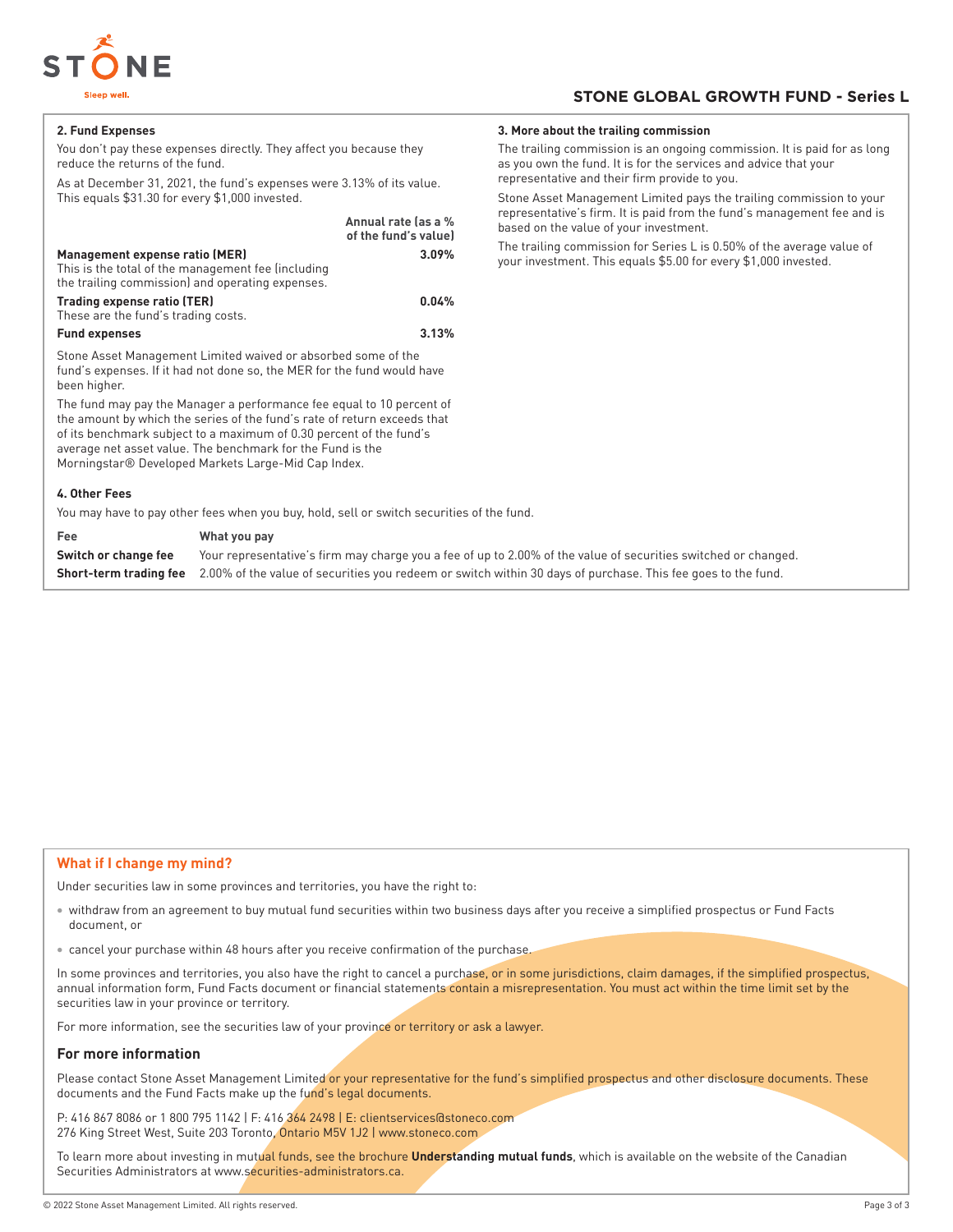# STONE GLOBAL GROWTH FUND - Series L

### 2. Fund Expenses

You don't pay these expenses directly. They affect you because they reduce the returns of the fund.

As at December 31, 2021, the fund's expenses were 3.13% of its value. This equals $31.30 for every $1,000 invested.

| | Annual rate (as a % of the fund's value) |
|---|---|
| **Management expense ratio (MER)** This is the total of the management fee (including the trailing commission) and operating expenses. | **3.09%** |
| **Trading expense ratio (TER)** These are the fund's trading costs. | **0.04%** |
| **Fund expenses** | **3.13%** |

Stone Asset Management Limited waived or absorbed some of the fund's expenses. If it had not done so, the MER for the fund would have been higher.

The fund may pay the Manager a performance fee equal to 10 percent of the amount by which the series of the fund's rate of return exceeds that of its benchmark subject to a maximum of 0.30 percent of the fund's average net asset value. The benchmark for the Fund is the Morningstar® Developed Markets Large-Mid Cap Index.

### 3. More about the trailing commission

The trailing commission is an ongoing commission. It is paid for as long as you own the fund. It is for the services and advice that your representative and their firm provide to you.

Stone Asset Management Limited pays the trailing commission to your representative's firm. It is paid from the fund's management fee and is based on the value of your investment.

The trailing commission for Series L is 0.50% of the average value of your investment. This equals $5.00 for every $1,000 invested.

### 4. Other Fees

You may have to pay other fees when you buy, hold, sell or switch securities of the fund.

| Fee | What you pay |
|---|---|
| **Switch or change fee** | Your representative's firm may charge you a fee of up to 2.00% of the value of securities switched or changed. |
| **Short-term trading fee** | 2.00% of the value of securities you redeem or switch within 30 days of purchase. This fee goes to the fund. |

## What if I change my mind?

Under securities law in some provinces and territories, you have the right to:

- withdraw from an agreement to buy mutual fund securities within two business days after you receive a simplified prospectus or Fund Facts document, or
- cancel your purchase within 48 hours after you receive confirmation of the purchase.

In some provinces and territories, you also have the right to cancel a purchase, or in some jurisdictions, claim damages, if the simplified prospectus, annual information form, Fund Facts document or financial statements contain a misrepresentation. You must act within the time limit set by the securities law in your province or territory.

For more information, see the securities law of your province or territory or ask a lawyer.

## For more information

Please contact Stone Asset Management Limited or your representative for the fund's simplified prospectus and other disclosure documents. These documents and the Fund Facts make up the fund's legal documents.

P: 416 867 8086 or 1 800 795 1142 | F: 416 364 2498 | E: clientservices@stoneco.com
276 King Street West, Suite 203 Toronto, Ontario M5V 1J2 | www.stoneco.com

To learn more about investing in mutual funds, see the brochure **Understanding mutual funds**, which is available on the website of the Canadian Securities Administrators at www.securities-administrators.ca.

© 2022 Stone Asset Management Limited. All rights reserved.